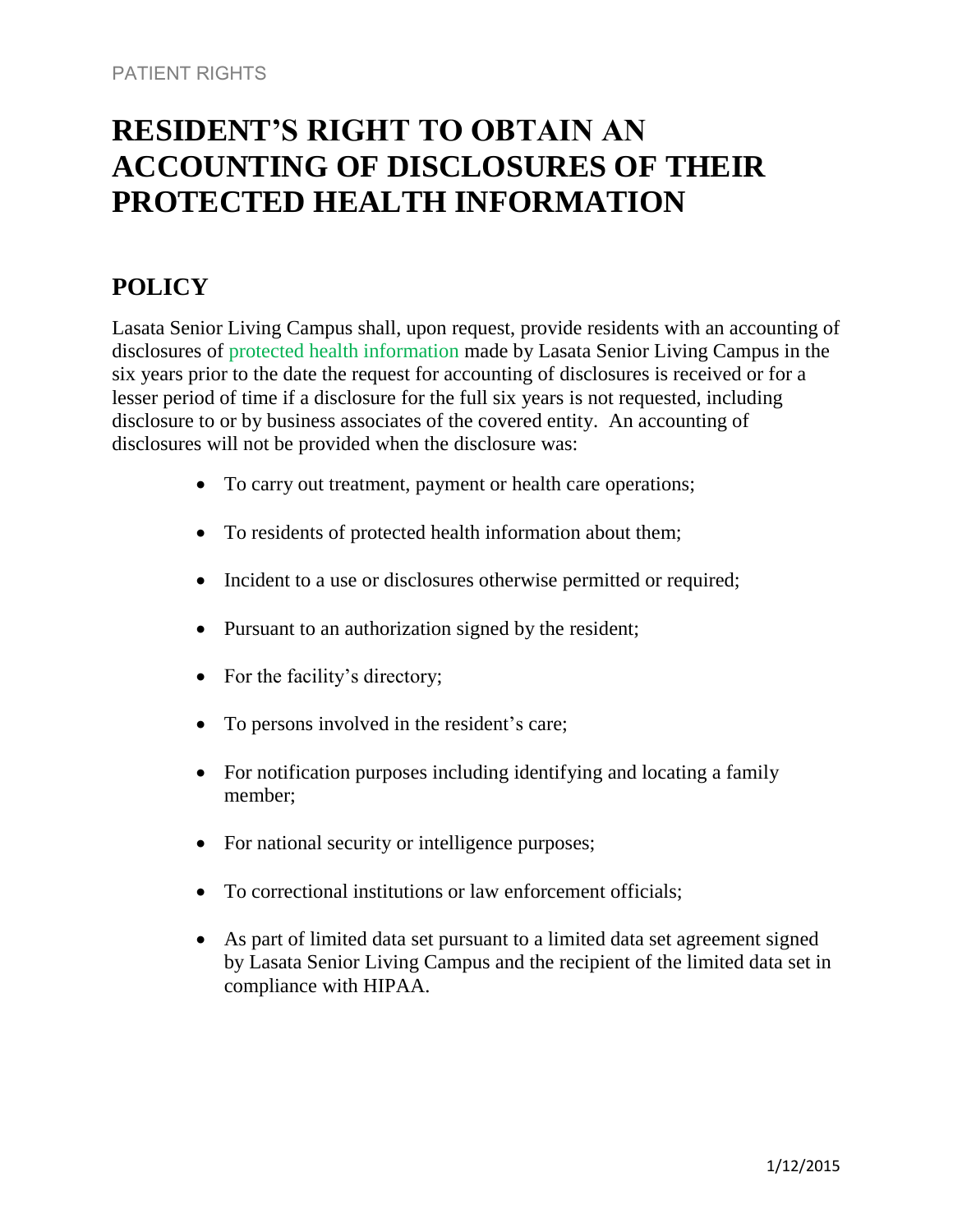PATIENT RIGHTS

# RESIDENT'S RIGHT TO OBTAIN AN ACCOUNTING OF DISCLOSURES OF THEIR PROTECTED HEALTH INFORMATION

## POLICY

Lasata Senior Living Campus shall, upon request, provide residents with an accounting of disclosures of protected health information made by Lasata Senior Living Campus in the six years prior to the date the request for accounting of disclosures is received or for a lesser period of time if a disclosure for the full six years is not requested, including disclosure to or by business associates of the covered entity. An accounting of disclosures will not be provided when the disclosure was:

- To carry out treatment, payment or health care operations;
- To residents of protected health information about them;
- Incident to a use or disclosures otherwise permitted or required;
- Pursuant to an authorization signed by the resident;
- For the facility's directory;
- To persons involved in the resident's care;
- For notification purposes including identifying and locating a family member;
- For national security or intelligence purposes;
- To correctional institutions or law enforcement officials;
- As part of limited data set pursuant to a limited data set agreement signed by Lasata Senior Living Campus and the recipient of the limited data set in compliance with HIPAA.

1/12/2015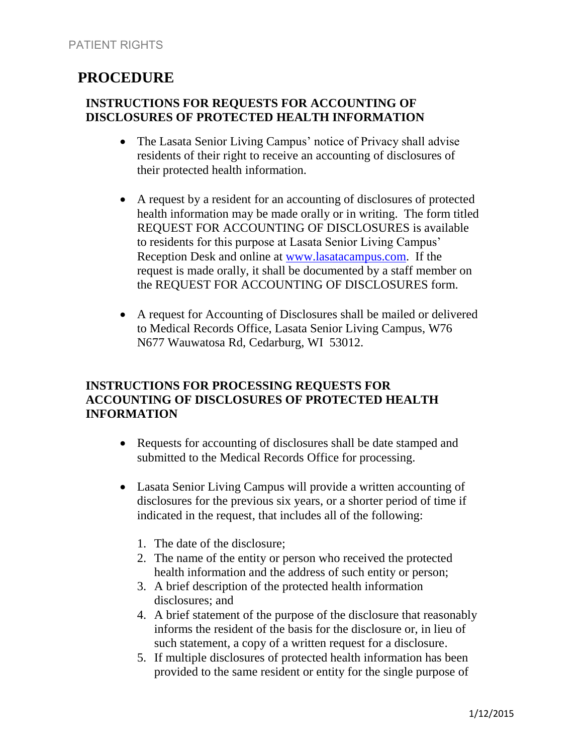# PROCEDURE

## INSTRUCTIONS FOR REQUESTS FOR ACCOUNTING OF DISCLOSURES OF PROTECTED HEALTH INFORMATION

- The Lasata Senior Living Campus' notice of Privacy shall advise residents of their right to receive an accounting of disclosures of their protected health information.
- A request by a resident for an accounting of disclosures of protected health information may be made orally or in writing. The form titled REQUEST FOR ACCOUNTING OF DISCLOSURES is available to residents for this purpose at Lasata Senior Living Campus' Reception Desk and online at [www.lasatacampus.com](http://www.lasatacampus.com). If the request is made orally, it shall be documented by a staff member on the REQUEST FOR ACCOUNTING OF DISCLOSURES form.
- A request for Accounting of Disclosures shall be mailed or delivered to Medical Records Office, Lasata Senior Living Campus, W76 N677 Wauwatosa Rd, Cedarburg, WI 53012.

## INSTRUCTIONS FOR PROCESSING REQUESTS FOR ACCOUNTING OF DISCLOSURES OF PROTECTED HEALTH INFORMATION

- Requests for accounting of disclosures shall be date stamped and submitted to the Medical Records Office for processing.
- Lasata Senior Living Campus will provide a written accounting of disclosures for the previous six years, or a shorter period of time if indicated in the request, that includes all of the following:
  1. The date of the disclosure;
  2. The name of the entity or person who received the protected health information and the address of such entity or person;
  3. A brief description of the protected health information disclosures; and
  4. A brief statement of the purpose of the disclosure that reasonably informs the resident of the basis for the disclosure or, in lieu of such statement, a copy of a written request for a disclosure.
  5. If multiple disclosures of protected health information has been provided to the same resident or entity for the single purpose of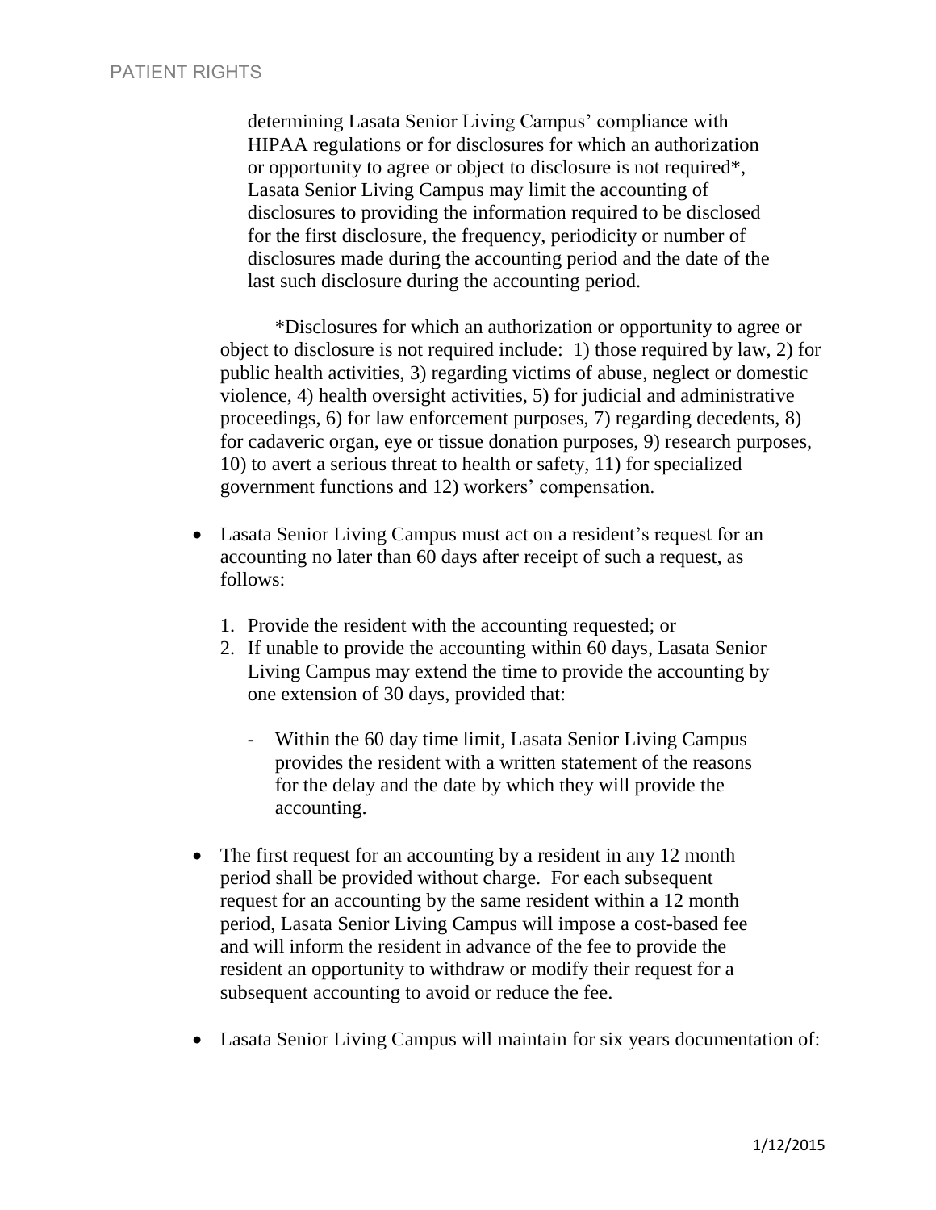determining Lasata Senior Living Campus' compliance with HIPAA regulations or for disclosures for which an authorization or opportunity to agree or object to disclosure is not required*, Lasata Senior Living Campus may limit the accounting of disclosures to providing the information required to be disclosed for the first disclosure, the frequency, periodicity or number of disclosures made during the accounting period and the date of the last such disclosure during the accounting period.

*Disclosures for which an authorization or opportunity to agree or object to disclosure is not required include: 1) those required by law, 2) for public health activities, 3) regarding victims of abuse, neglect or domestic violence, 4) health oversight activities, 5) for judicial and administrative proceedings, 6) for law enforcement purposes, 7) regarding decedents, 8) for cadaveric organ, eye or tissue donation purposes, 9) research purposes, 10) to avert a serious threat to health or safety, 11) for specialized government functions and 12) workers' compensation.

- Lasata Senior Living Campus must act on a resident's request for an accounting no later than 60 days after receipt of such a request, as follows:

  1. Provide the resident with the accounting requested; or
  2. If unable to provide the accounting within 60 days, Lasata Senior Living Campus may extend the time to provide the accounting by one extension of 30 days, provided that:

     - Within the 60 day time limit, Lasata Senior Living Campus provides the resident with a written statement of the reasons for the delay and the date by which they will provide the accounting.

- The first request for an accounting by a resident in any 12 month period shall be provided without charge. For each subsequent request for an accounting by the same resident within a 12 month period, Lasata Senior Living Campus will impose a cost-based fee and will inform the resident in advance of the fee to provide the resident an opportunity to withdraw or modify their request for a subsequent accounting to avoid or reduce the fee.

- Lasata Senior Living Campus will maintain for six years documentation of: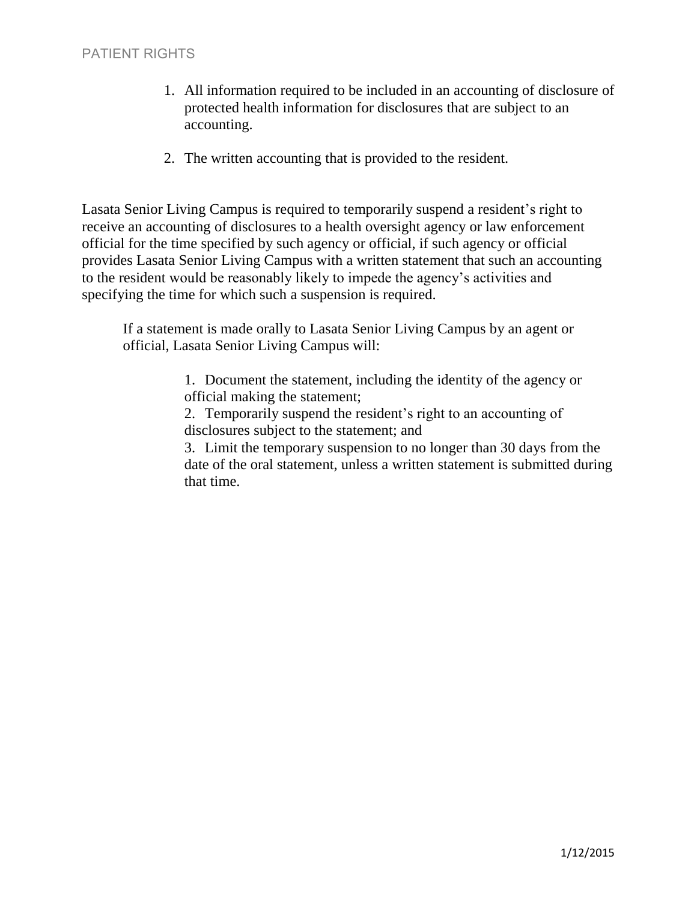1. All information required to be included in an accounting of disclosure of protected health information for disclosures that are subject to an accounting.

2. The written accounting that is provided to the resident.

Lasata Senior Living Campus is required to temporarily suspend a resident's right to receive an accounting of disclosures to a health oversight agency or law enforcement official for the time specified by such agency or official, if such agency or official provides Lasata Senior Living Campus with a written statement that such an accounting to the resident would be reasonably likely to impede the agency's activities and specifying the time for which such a suspension is required.

If a statement is made orally to Lasata Senior Living Campus by an agent or official, Lasata Senior Living Campus will:

1. Document the statement, including the identity of the agency or official making the statement;
2. Temporarily suspend the resident's right to an accounting of disclosures subject to the statement; and
3. Limit the temporary suspension to no longer than 30 days from the date of the oral statement, unless a written statement is submitted during that time.